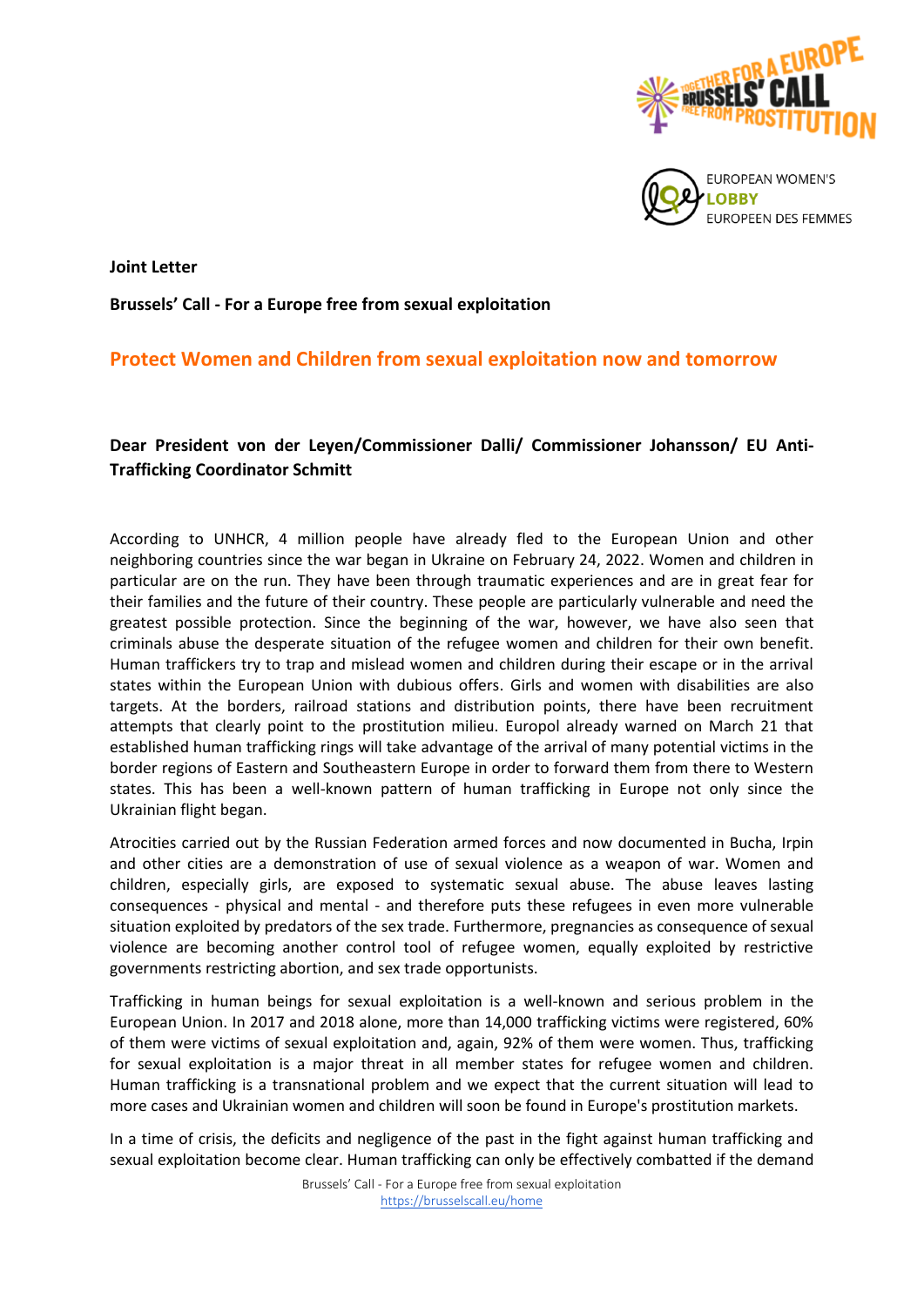**Joint Letter**

**Brussels' Call - For a Europe free from sexual exploitation**

## Protect Women and Children from sexual exploitation now and tomorrow

**Dear President von der Leyen/Commissioner Dalli/ Commissioner Johansson/ EU Anti-Trafficking Coordinator Schmitt**

According to UNHCR, 4 million people have already fled to the European Union and other neighboring countries since the war began in Ukraine on February 24, 2022. Women and children in particular are on the run. They have been through traumatic experiences and are in great fear for their families and the future of their country. These people are particularly vulnerable and need the greatest possible protection. Since the beginning of the war, however, we have also seen that criminals abuse the desperate situation of the refugee women and children for their own benefit. Human traffickers try to trap and mislead women and children during their escape or in the arrival states within the European Union with dubious offers. Girls and women with disabilities are also targets. At the borders, railroad stations and distribution points, there have been recruitment attempts that clearly point to the prostitution milieu. Europol already warned on March 21 that established human trafficking rings will take advantage of the arrival of many potential victims in the border regions of Eastern and Southeastern Europe in order to forward them from there to Western states. This has been a well-known pattern of human trafficking in Europe not only since the Ukrainian flight began.

Atrocities carried out by the Russian Federation armed forces and now documented in Bucha, Irpin and other cities are a demonstration of use of sexual violence as a weapon of war. Women and children, especially girls, are exposed to systematic sexual abuse. The abuse leaves lasting consequences - physical and mental - and therefore puts these refugees in even more vulnerable situation exploited by predators of the sex trade. Furthermore, pregnancies as consequence of sexual violence are becoming another control tool of refugee women, equally exploited by restrictive governments restricting abortion, and sex trade opportunists.

Trafficking in human beings for sexual exploitation is a well-known and serious problem in the European Union. In 2017 and 2018 alone, more than 14,000 trafficking victims were registered, 60% of them were victims of sexual exploitation and, again, 92% of them were women. Thus, trafficking for sexual exploitation is a major threat in all member states for refugee women and children. Human trafficking is a transnational problem and we expect that the current situation will lead to more cases and Ukrainian women and children will soon be found in Europe's prostitution markets.

In a time of crisis, the deficits and negligence of the past in the fight against human trafficking and sexual exploitation become clear. Human trafficking can only be effectively combatted if the demand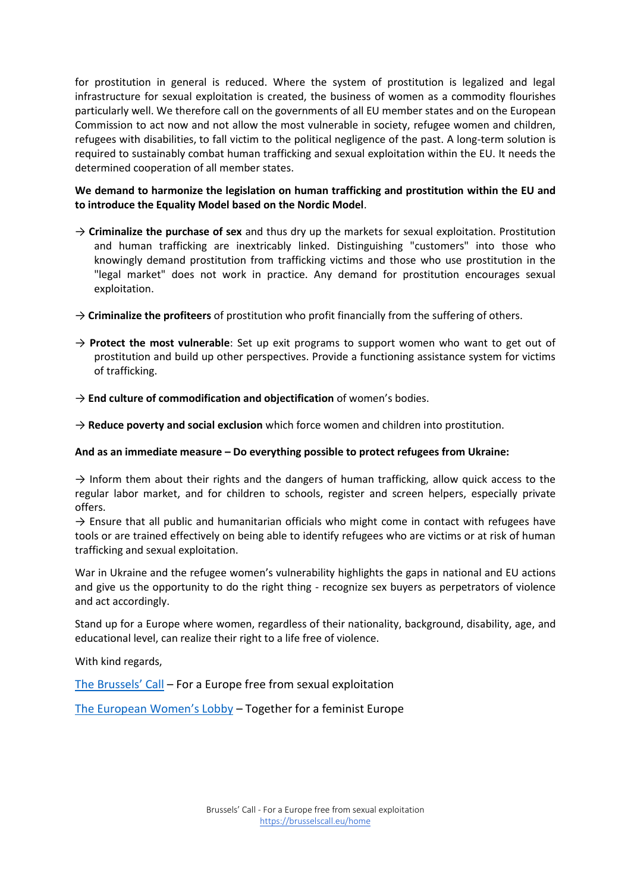for prostitution in general is reduced. Where the system of prostitution is legalized and legal infrastructure for sexual exploitation is created, the business of women as a commodity flourishes particularly well. We therefore call on the governments of all EU member states and on the European Commission to act now and not allow the most vulnerable in society, refugee women and children, refugees with disabilities, to fall victim to the political negligence of the past. A long-term solution is required to sustainably combat human trafficking and sexual exploitation within the EU. It needs the determined cooperation of all member states.

**We demand to harmonize the legislation on human trafficking and prostitution within the EU and to introduce the Equality Model based on the Nordic Model**.

→ **Criminalize the purchase of sex** and thus dry up the markets for sexual exploitation. Prostitution and human trafficking are inextricably linked. Distinguishing "customers" into those who knowingly demand prostitution from trafficking victims and those who use prostitution in the "legal market" does not work in practice. Any demand for prostitution encourages sexual exploitation.

→ **Criminalize the profiteers** of prostitution who profit financially from the suffering of others.

→ **Protect the most vulnerable**: Set up exit programs to support women who want to get out of prostitution and build up other perspectives. Provide a functioning assistance system for victims of trafficking.

→ **End culture of commodification and objectification** of women's bodies.

→ **Reduce poverty and social exclusion** which force women and children into prostitution.

**And as an immediate measure – Do everything possible to protect refugees from Ukraine:**

→ Inform them about their rights and the dangers of human trafficking, allow quick access to the regular labor market, and for children to schools, register and screen helpers, especially private offers.

→ Ensure that all public and humanitarian officials who might come in contact with refugees have tools or are trained effectively on being able to identify refugees who are victims or at risk of human trafficking and sexual exploitation.

War in Ukraine and the refugee women's vulnerability highlights the gaps in national and EU actions and give us the opportunity to do the right thing - recognize sex buyers as perpetrators of violence and act accordingly.

Stand up for a Europe where women, regardless of their nationality, background, disability, age, and educational level, can realize their right to a life free of violence.

With kind regards,

The Brussels' Call – For a Europe free from sexual exploitation

The European Women's Lobby – Together for a feminist Europe